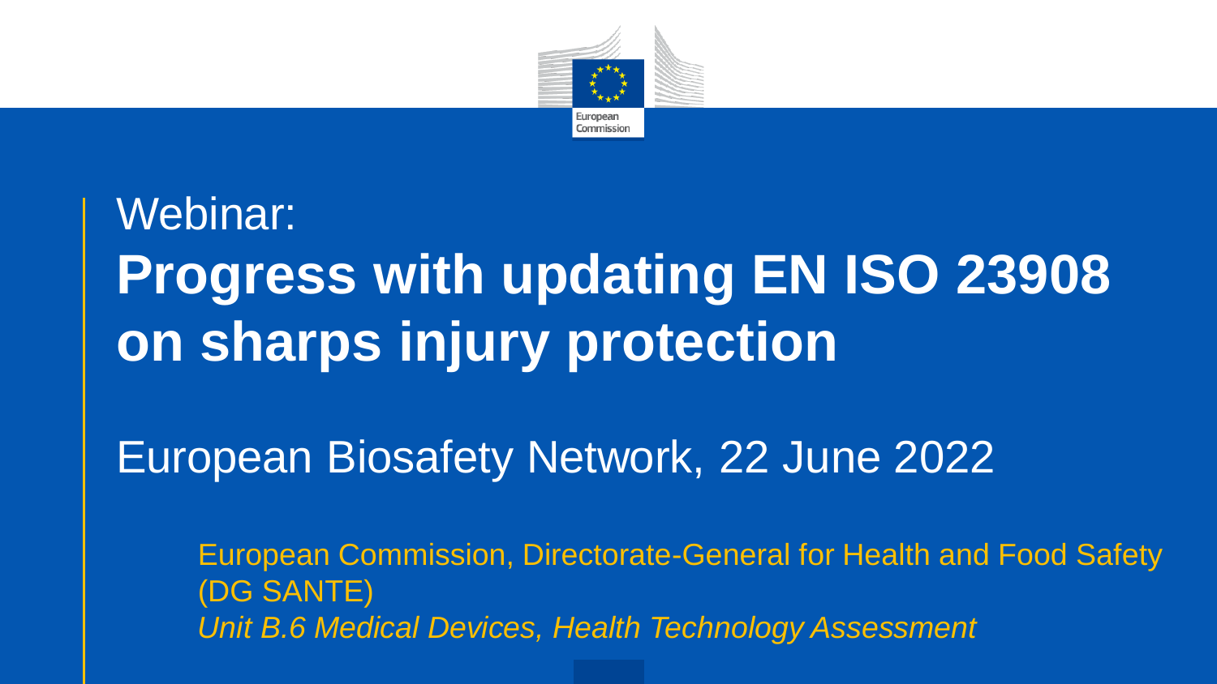Webinar:

# Progress with updating EN ISO 23908 on sharps injury protection

European Biosafety Network, 22 June 2022

European Commission, Directorate-General for Health and Food Safety (DG SANTE)
*Unit B.6 Medical Devices, Health Technology Assessment*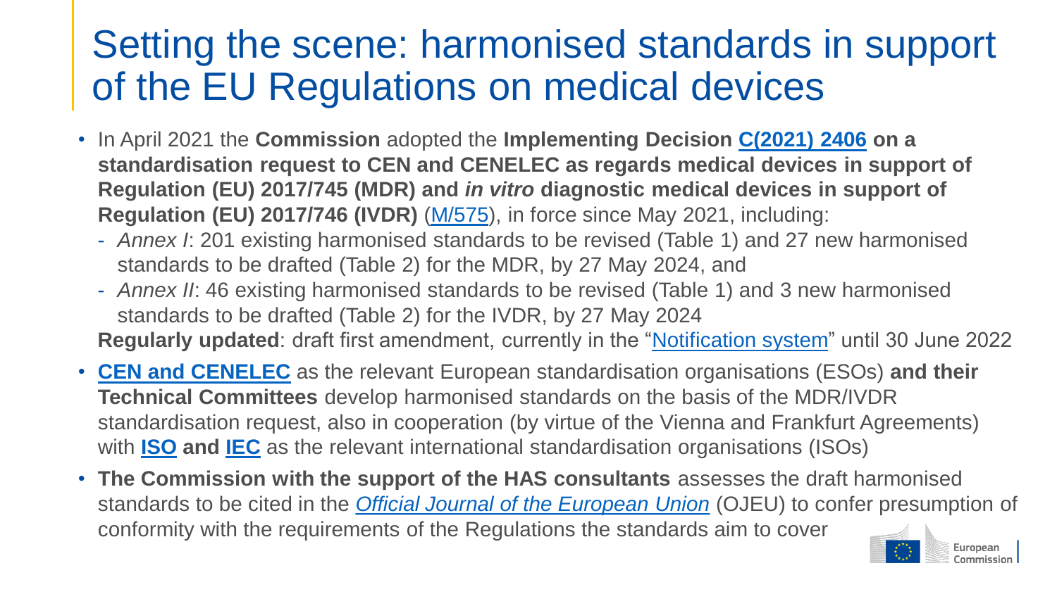# Setting the scene: harmonised standards in support of the EU Regulations on medical devices

- In April 2021 the **Commission** adopted the **Implementing Decision C(2021) 2406 on a standardisation request to CEN and CENELEC as regards medical devices in support of Regulation (EU) 2017/745 (MDR) and *in vitro* diagnostic medical devices in support of Regulation (EU) 2017/746 (IVDR)** (M/575), in force since May 2021, including:
  - *Annex I*: 201 existing harmonised standards to be revised (Table 1) and 27 new harmonised standards to be drafted (Table 2) for the MDR, by 27 May 2024, and
  - *Annex II*: 46 existing harmonised standards to be revised (Table 1) and 3 new harmonised standards to be drafted (Table 2) for the IVDR, by 27 May 2024

  **Regularly updated**: draft first amendment, currently in the "Notification system" until 30 June 2022
- **CEN and CENELEC** as the relevant European standardisation organisations (ESOs) **and their Technical Committees** develop harmonised standards on the basis of the MDR/IVDR standardisation request, also in cooperation (by virtue of the Vienna and Frankfurt Agreements) with **ISO** **and** **IEC** as the relevant international standardisation organisations (ISOs)
- **The Commission with the support of the HAS consultants** assesses the draft harmonised standards to be cited in the *Official Journal of the European Union* (OJEU) to confer presumption of conformity with the requirements of the Regulations the standards aim to cover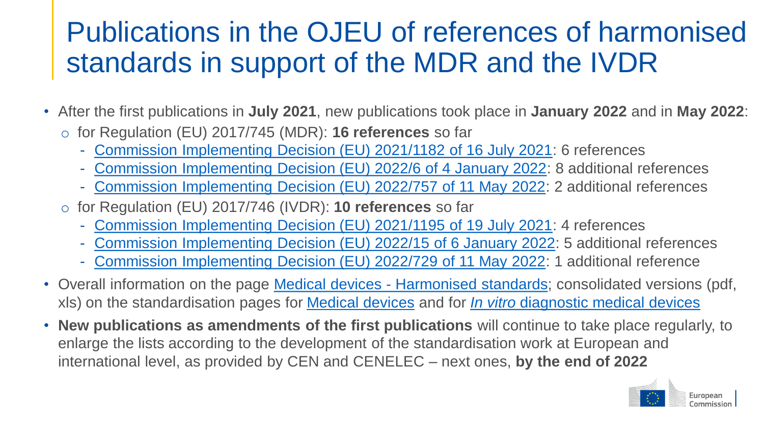# Publications in the OJEU of references of harmonised standards in support of the MDR and the IVDR

- After the first publications in **July 2021**, new publications took place in **January 2022** and in **May 2022**:
  - for Regulation (EU) 2017/745 (MDR): **16 references** so far
    - Commission Implementing Decision (EU) 2021/1182 of 16 July 2021: 6 references
    - Commission Implementing Decision (EU) 2022/6 of 4 January 2022: 8 additional references
    - Commission Implementing Decision (EU) 2022/757 of 11 May 2022: 2 additional references
  - for Regulation (EU) 2017/746 (IVDR): **10 references** so far
    - Commission Implementing Decision (EU) 2021/1195 of 19 July 2021: 4 references
    - Commission Implementing Decision (EU) 2022/15 of 6 January 2022: 5 additional references
    - Commission Implementing Decision (EU) 2022/729 of 11 May 2022: 1 additional reference
- Overall information on the page Medical devices - Harmonised standards; consolidated versions (pdf, xls) on the standardisation pages for Medical devices and for *In vitro* diagnostic medical devices
- **New publications as amendments of the first publications** will continue to take place regularly, to enlarge the lists according to the development of the standardisation work at European and international level, as provided by CEN and CENELEC – next ones, **by the end of 2022**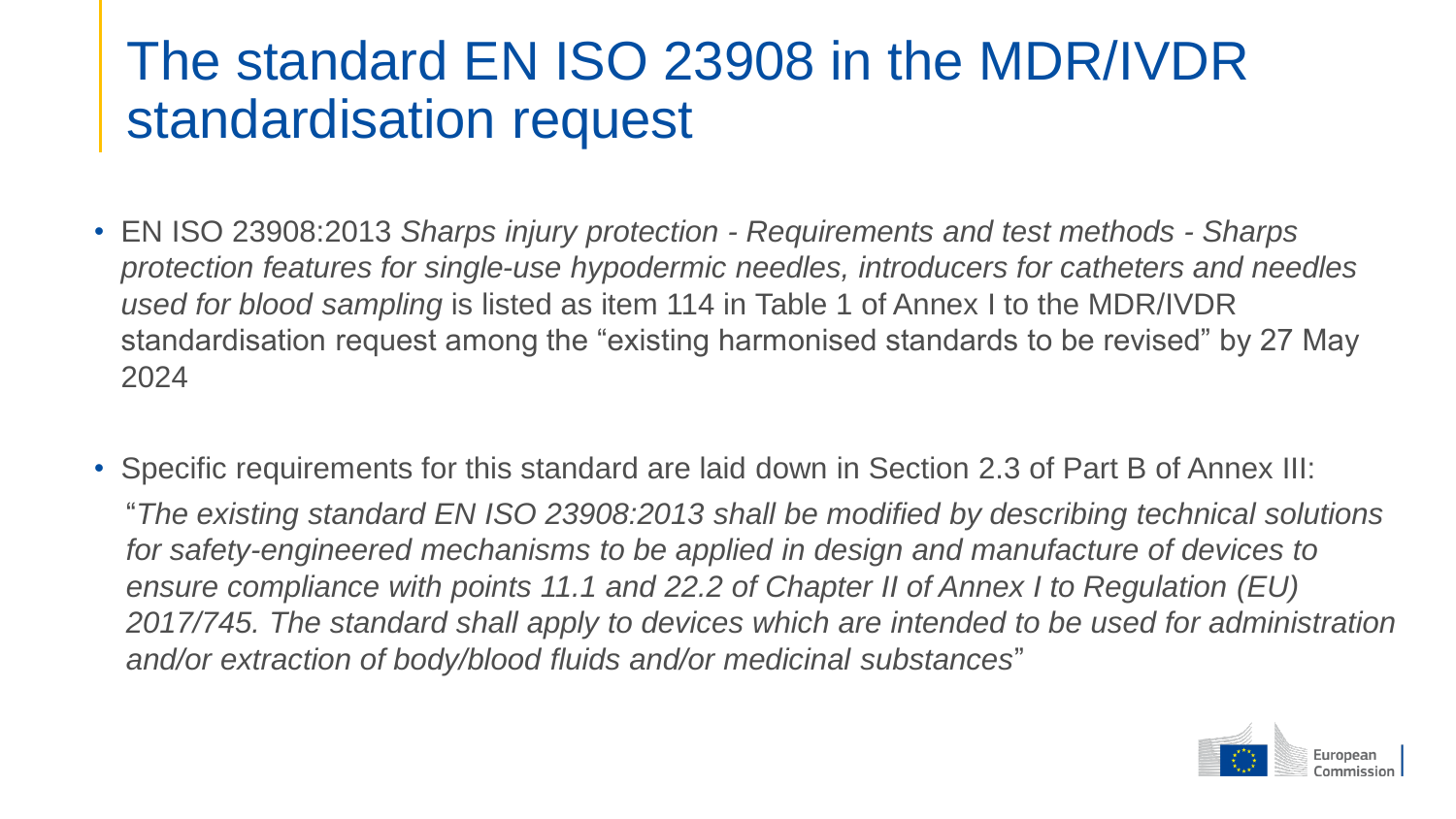# The standard EN ISO 23908 in the MDR/IVDR standardisation request

- EN ISO 23908:2013 *Sharps injury protection - Requirements and test methods - Sharps protection features for single-use hypodermic needles, introducers for catheters and needles used for blood sampling* is listed as item 114 in Table 1 of Annex I to the MDR/IVDR standardisation request among the "existing harmonised standards to be revised" by 27 May 2024

- Specific requirements for this standard are laid down in Section 2.3 of Part B of Annex III:

  "*The existing standard EN ISO 23908:2013 shall be modified by describing technical solutions for safety-engineered mechanisms to be applied in design and manufacture of devices to ensure compliance with points 11.1 and 22.2 of Chapter II of Annex I to Regulation (EU) 2017/745. The standard shall apply to devices which are intended to be used for administration and/or extraction of body/blood fluids and/or medicinal substances*"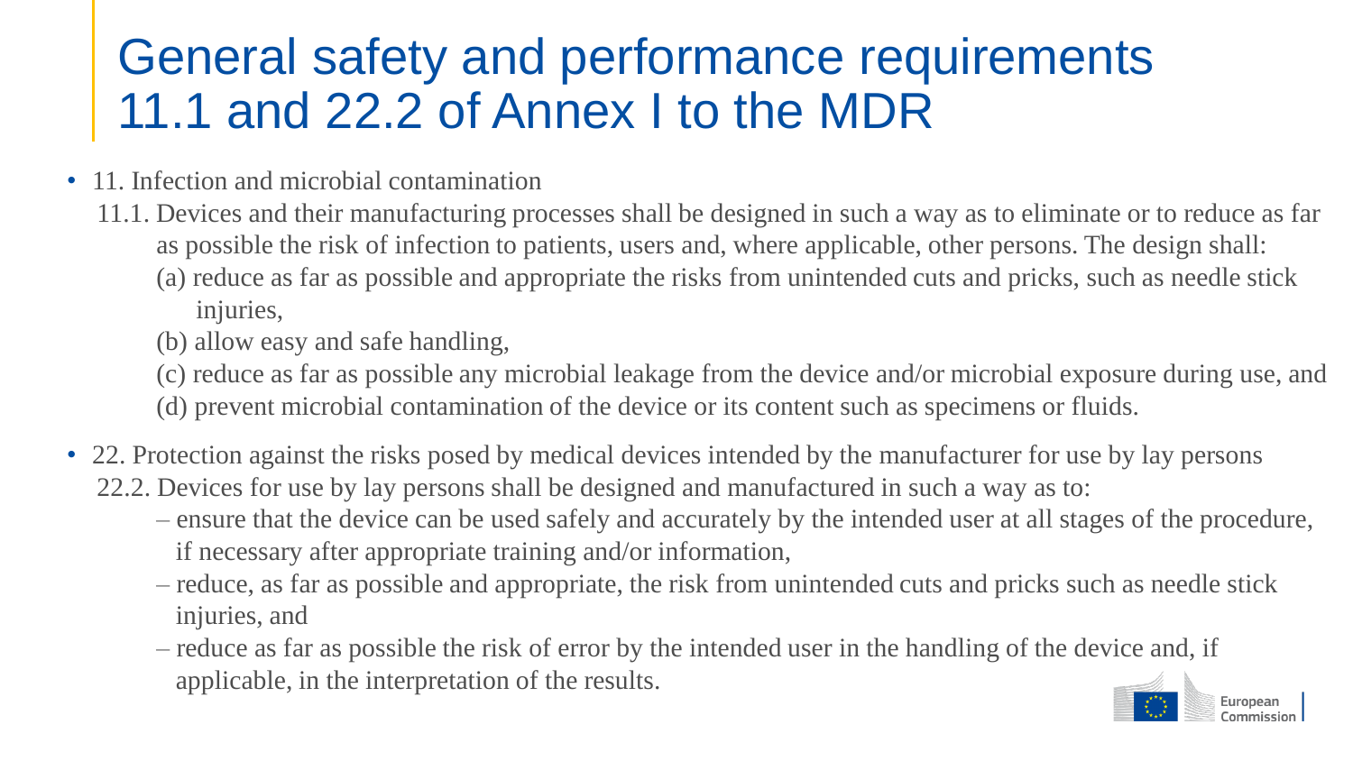# General safety and performance requirements 11.1 and 22.2 of Annex I to the MDR

- 11. Infection and microbial contamination

  11.1. Devices and their manufacturing processes shall be designed in such a way as to eliminate or to reduce as far as possible the risk of infection to patients, users and, where applicable, other persons. The design shall:

  (a) reduce as far as possible and appropriate the risks from unintended cuts and pricks, such as needle stick injuries,

  (b) allow easy and safe handling,

  (c) reduce as far as possible any microbial leakage from the device and/or microbial exposure during use, and

  (d) prevent microbial contamination of the device or its content such as specimens or fluids.

- 22. Protection against the risks posed by medical devices intended by the manufacturer for use by lay persons

  22.2. Devices for use by lay persons shall be designed and manufactured in such a way as to:

  – ensure that the device can be used safely and accurately by the intended user at all stages of the procedure, if necessary after appropriate training and/or information,

  – reduce, as far as possible and appropriate, the risk from unintended cuts and pricks such as needle stick injuries, and

  – reduce as far as possible the risk of error by the intended user in the handling of the device and, if applicable, in the interpretation of the results.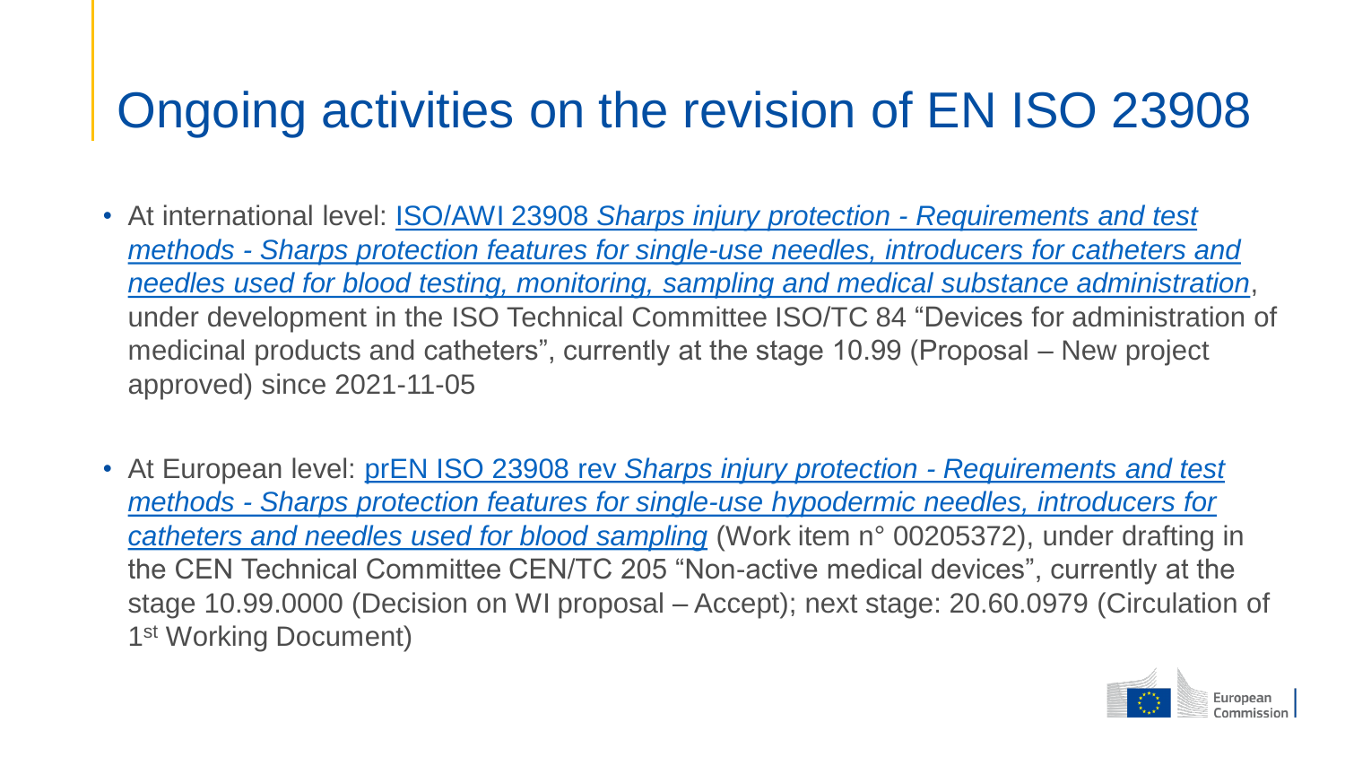# Ongoing activities on the revision of EN ISO 23908

- At international level: ISO/AWI 23908 *Sharps injury protection - Requirements and test methods - Sharps protection features for single-use needles, introducers for catheters and needles used for blood testing, monitoring, sampling and medical substance administration*, under development in the ISO Technical Committee ISO/TC 84 "Devices for administration of medicinal products and catheters", currently at the stage 10.99 (Proposal – New project approved) since 2021-11-05

- At European level: prEN ISO 23908 rev *Sharps injury protection - Requirements and test methods - Sharps protection features for single-use hypodermic needles, introducers for catheters and needles used for blood sampling* (Work item n° 00205372), under drafting in the CEN Technical Committee CEN/TC 205 "Non-active medical devices", currently at the stage 10.99.0000 (Decision on WI proposal – Accept); next stage: 20.60.0979 (Circulation of 1st Working Document)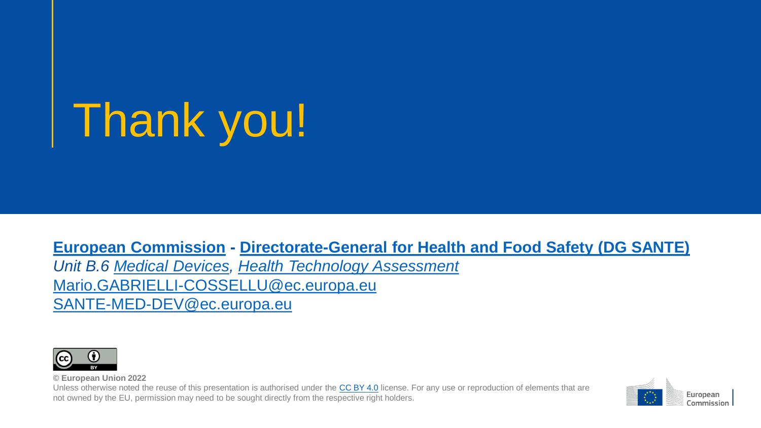# Thank you!

**European Commission - Directorate-General for Health and Food Safety (DG SANTE)**

*Unit B.6 Medical Devices, Health Technology Assessment*

Mario.GABRIELLI-COSSELLU@ec.europa.eu

SANTE-MED-DEV@ec.europa.eu

**© European Union 2022**

Unless otherwise noted the reuse of this presentation is authorised under the CC BY 4.0 license. For any use or reproduction of elements that are not owned by the EU, permission may need to be sought directly from the respective right holders.